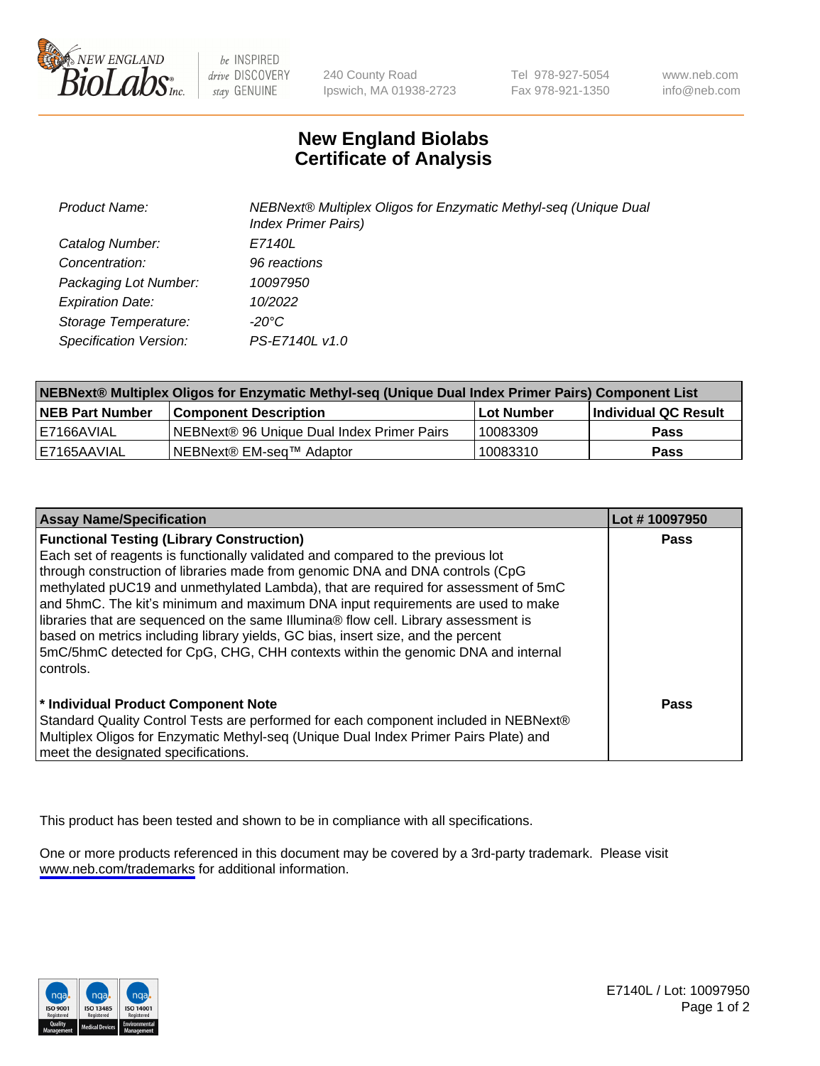# New England Biolabs
# Certificate of Analysis

| | |
|---|---|
| *Product Name:* | *NEBNext® Multiplex Oligos for Enzymatic Methyl-seq (Unique Dual Index Primer Pairs)* |
| *Catalog Number:* | *E7140L* |
| *Concentration:* | *96 reactions* |
| *Packaging Lot Number:* | *10097950* |
| *Expiration Date:* | *10/2022* |
| *Storage Temperature:* | *-20°C* |
| *Specification Version:* | *PS-E7140L v1.0* |

| NEBNext® Multiplex Oligos for Enzymatic Methyl-seq (Unique Dual Index Primer Pairs) Component List | | | |
|---|---|---|---|
| **NEB Part Number** | **Component Description** | **Lot Number** | **Individual QC Result** |
| E7166AVIAL | NEBNext® 96 Unique Dual Index Primer Pairs | 10083309 | **Pass** |
| E7165AAVIAL | NEBNext® EM-seq™ Adaptor | 10083310 | **Pass** |

| Assay Name/Specification | Lot # 10097950 |
|---|---|
| **Functional Testing (Library Construction)** Each set of reagents is functionally validated and compared to the previous lot through construction of libraries made from genomic DNA and DNA controls (CpG methylated pUC19 and unmethylated Lambda), that are required for assessment of 5mC and 5hmC. The kit's minimum and maximum DNA input requirements are used to make libraries that are sequenced on the same Illumina® flow cell. Library assessment is based on metrics including library yields, GC bias, insert size, and the percent 5mC/5hmC detected for CpG, CHG, CHH contexts within the genomic DNA and internal controls. | **Pass** |
| **\* Individual Product Component Note** Standard Quality Control Tests are performed for each component included in NEBNext® Multiplex Oligos for Enzymatic Methyl-seq (Unique Dual Index Primer Pairs Plate) and meet the designated specifications. | **Pass** |

This product has been tested and shown to be in compliance with all specifications.

One or more products referenced in this document may be covered by a 3rd-party trademark. Please visit www.neb.com/trademarks for additional information.

E7140L / Lot: 10097950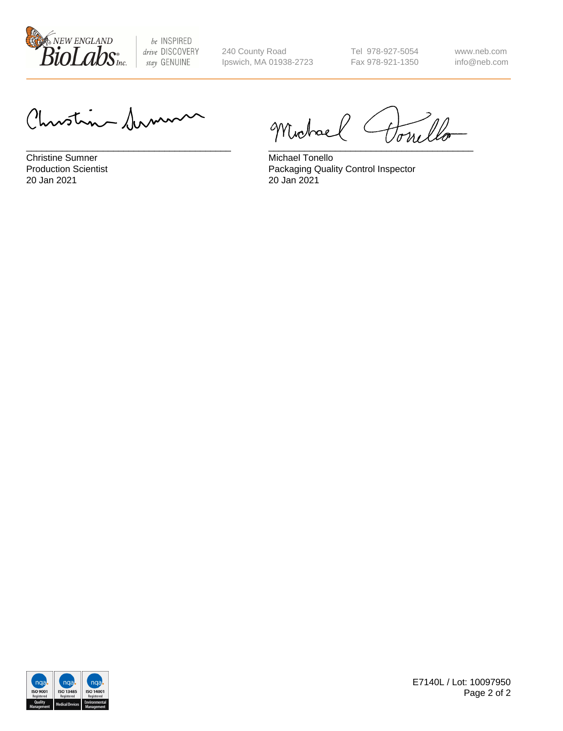be INSPIRED
drive DISCOVERY
stay GENUINE

240 County Road
Ipswich, MA 01938-2723

Tel 978-927-5054
Fax 978-921-1350

www.neb.com
info@neb.com

Christine Sumner
Production Scientist
20 Jan 2021

Michael Tonello
Packaging Quality Control Inspector
20 Jan 2021

E7140L / Lot: 10097950